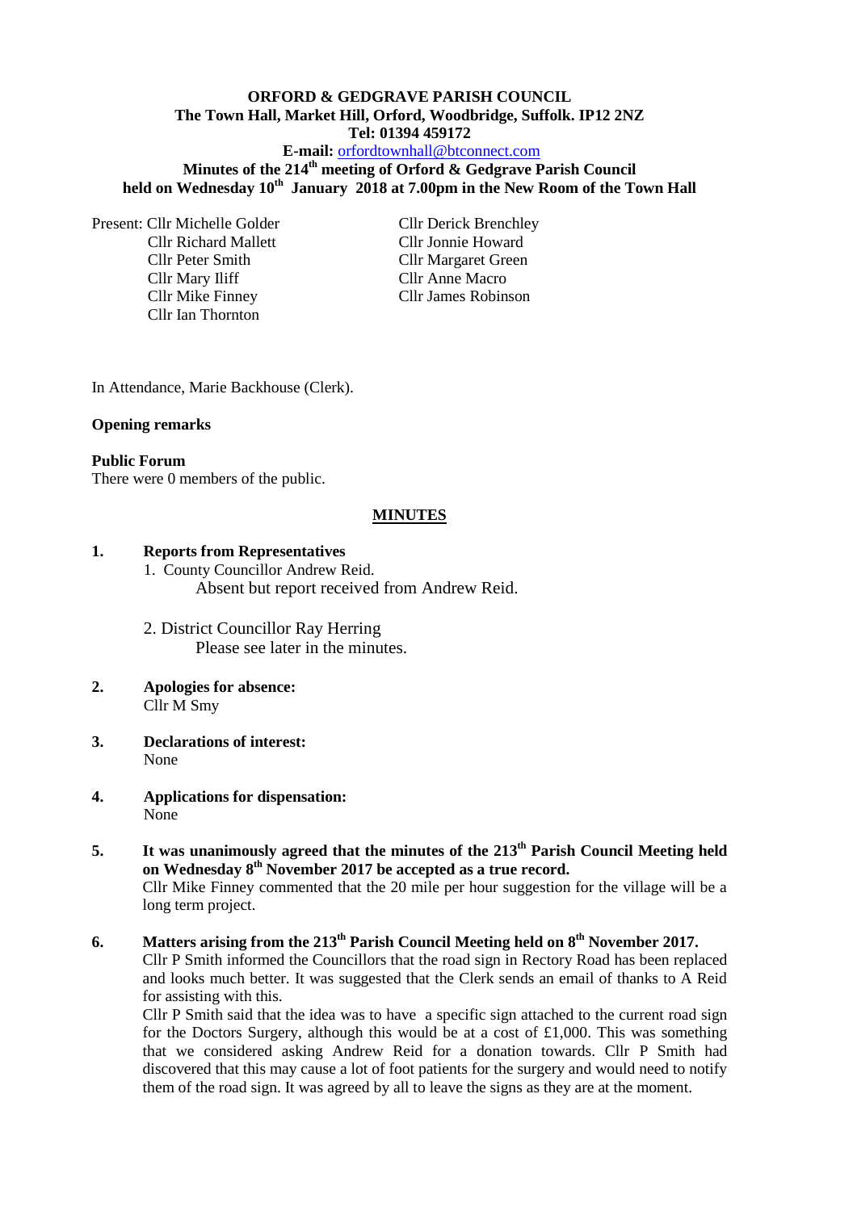**ORFORD & GEDGRAVE PARISH COUNCIL**
**The Town Hall, Market Hill, Orford, Woodbridge, Suffolk. IP12 2NZ**
**Tel: 01394 459172**
**E-mail:** orfordtownhall@btconnect.com

# Minutes of the 214th meeting of Orford & Gedgrave Parish Council held on Wednesday 10th January 2018 at 7.00pm in the New Room of the Town Hall

Present: Cllr Michelle Golder
Cllr Richard Mallett
Cllr Peter Smith
Cllr Mary Iliff
Cllr Mike Finney
Cllr Ian Thornton
Cllr Derick Brenchley
Cllr Jonnie Howard
Cllr Margaret Green
Cllr Anne Macro
Cllr James Robinson

In Attendance, Marie Backhouse (Clerk).

**Opening remarks**

**Public Forum**
There were 0 members of the public.

## MINUTES

**1. Reports from Representatives**

1. County Councillor Andrew Reid.
   Absent but report received from Andrew Reid.

2. District Councillor Ray Herring
   Please see later in the minutes.

**2. Apologies for absence:**
Cllr M Smy

**3. Declarations of interest:**
None

**4. Applications for dispensation:**
None

**5. It was unanimously agreed that the minutes of the 213th Parish Council Meeting held on Wednesday 8th November 2017 be accepted as a true record.**
Cllr Mike Finney commented that the 20 mile per hour suggestion for the village will be a long term project.

**6. Matters arising from the 213th Parish Council Meeting held on 8th November 2017.**
Cllr P Smith informed the Councillors that the road sign in Rectory Road has been replaced and looks much better. It was suggested that the Clerk sends an email of thanks to A Reid for assisting with this.
Cllr P Smith said that the idea was to have a specific sign attached to the current road sign for the Doctors Surgery, although this would be at a cost of £1,000. This was something that we considered asking Andrew Reid for a donation towards. Cllr P Smith had discovered that this may cause a lot of foot patients for the surgery and would need to notify them of the road sign. It was agreed by all to leave the signs as they are at the moment.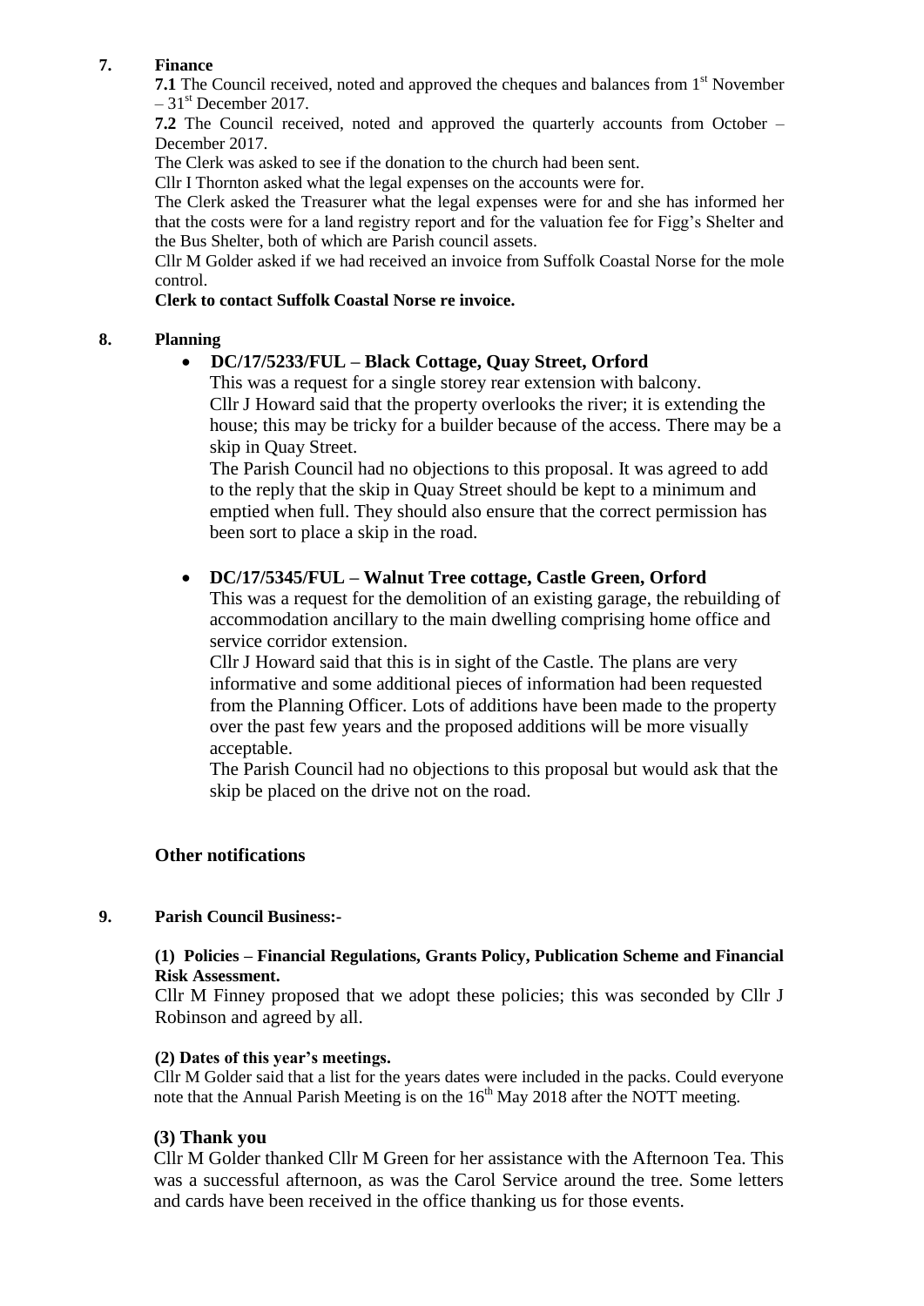**7. Finance**

**7.1** The Council received, noted and approved the cheques and balances from 1st November – 31st December 2017.

**7.2** The Council received, noted and approved the quarterly accounts from October – December 2017.

The Clerk was asked to see if the donation to the church had been sent.

Cllr I Thornton asked what the legal expenses on the accounts were for.

The Clerk asked the Treasurer what the legal expenses were for and she has informed her that the costs were for a land registry report and for the valuation fee for Figg's Shelter and the Bus Shelter, both of which are Parish council assets.

Cllr M Golder asked if we had received an invoice from Suffolk Coastal Norse for the mole control.

**Clerk to contact Suffolk Coastal Norse re invoice.**

**8. Planning**

- **DC/17/5233/FUL – Black Cottage, Quay Street, Orford**

  This was a request for a single storey rear extension with balcony.
  Cllr J Howard said that the property overlooks the river; it is extending the house; this may be tricky for a builder because of the access. There may be a skip in Quay Street.

  The Parish Council had no objections to this proposal. It was agreed to add to the reply that the skip in Quay Street should be kept to a minimum and emptied when full. They should also ensure that the correct permission has been sort to place a skip in the road.

- **DC/17/5345/FUL – Walnut Tree cottage, Castle Green, Orford**

  This was a request for the demolition of an existing garage, the rebuilding of accommodation ancillary to the main dwelling comprising home office and service corridor extension.

  Cllr J Howard said that this is in sight of the Castle. The plans are very informative and some additional pieces of information had been requested from the Planning Officer. Lots of additions have been made to the property over the past few years and the proposed additions will be more visually acceptable.

  The Parish Council had no objections to this proposal but would ask that the skip be placed on the drive not on the road.

**Other notifications**

**9. Parish Council Business:-**

**(1) Policies – Financial Regulations, Grants Policy, Publication Scheme and Financial Risk Assessment.**

Cllr M Finney proposed that we adopt these policies; this was seconded by Cllr J Robinson and agreed by all.

**(2) Dates of this year's meetings.**

Cllr M Golder said that a list for the years dates were included in the packs. Could everyone note that the Annual Parish Meeting is on the 16th May 2018 after the NOTT meeting.

**(3) Thank you**

Cllr M Golder thanked Cllr M Green for her assistance with the Afternoon Tea. This was a successful afternoon, as was the Carol Service around the tree. Some letters and cards have been received in the office thanking us for those events.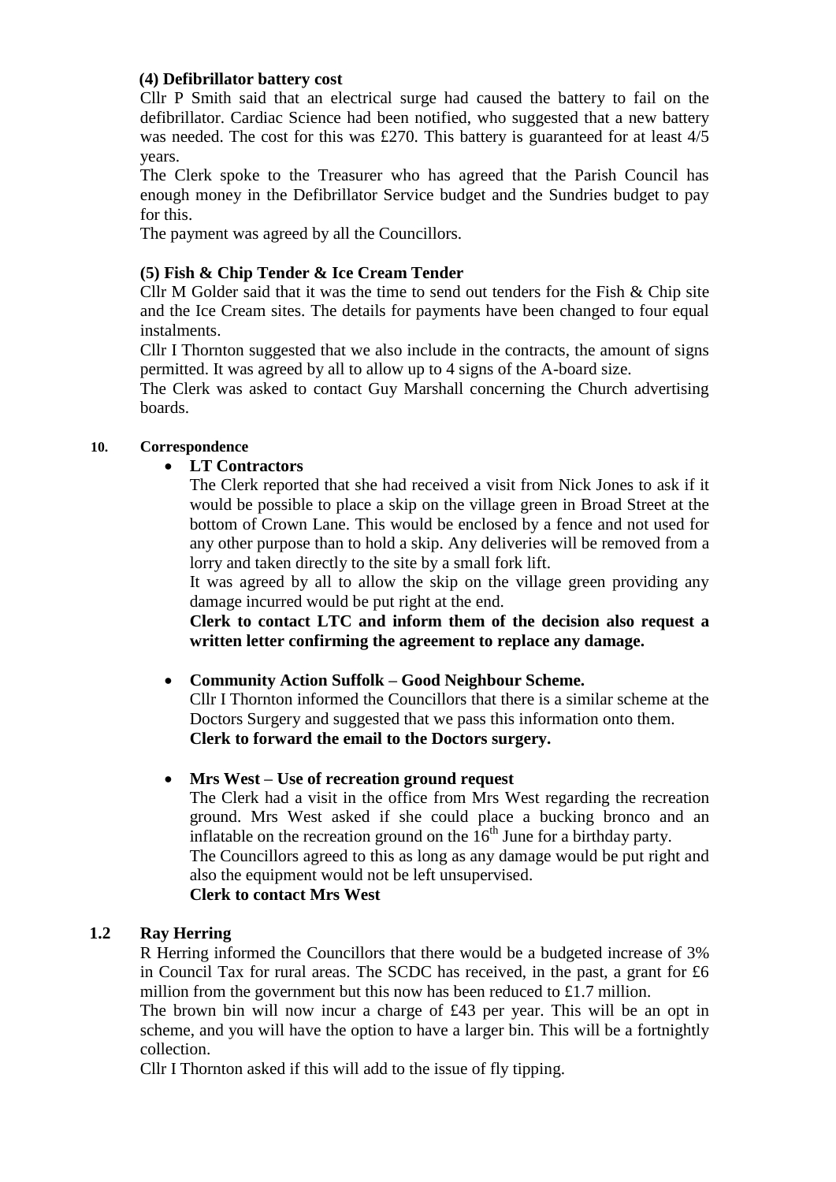**(4) Defibrillator battery cost**

Cllr P Smith said that an electrical surge had caused the battery to fail on the defibrillator. Cardiac Science had been notified, who suggested that a new battery was needed. The cost for this was £270. This battery is guaranteed for at least 4/5 years.

The Clerk spoke to the Treasurer who has agreed that the Parish Council has enough money in the Defibrillator Service budget and the Sundries budget to pay for this.

The payment was agreed by all the Councillors.

**(5) Fish & Chip Tender & Ice Cream Tender**

Cllr M Golder said that it was the time to send out tenders for the Fish & Chip site and the Ice Cream sites. The details for payments have been changed to four equal instalments.

Cllr I Thornton suggested that we also include in the contracts, the amount of signs permitted. It was agreed by all to allow up to 4 signs of the A-board size.

The Clerk was asked to contact Guy Marshall concerning the Church advertising boards.

**10. Correspondence**

- **LT Contractors**

  The Clerk reported that she had received a visit from Nick Jones to ask if it would be possible to place a skip on the village green in Broad Street at the bottom of Crown Lane. This would be enclosed by a fence and not used for any other purpose than to hold a skip. Any deliveries will be removed from a lorry and taken directly to the site by a small fork lift.

  It was agreed by all to allow the skip on the village green providing any damage incurred would be put right at the end.

  **Clerk to contact LTC and inform them of the decision also request a written letter confirming the agreement to replace any damage.**

- **Community Action Suffolk – Good Neighbour Scheme.**

  Cllr I Thornton informed the Councillors that there is a similar scheme at the Doctors Surgery and suggested that we pass this information onto them.
  **Clerk to forward the email to the Doctors surgery.**

- **Mrs West – Use of recreation ground request**

  The Clerk had a visit in the office from Mrs West regarding the recreation ground. Mrs West asked if she could place a bucking bronco and an inflatable on the recreation ground on the 16th June for a birthday party.
  The Councillors agreed to this as long as any damage would be put right and also the equipment would not be left unsupervised.
  **Clerk to contact Mrs West**

**1.2 Ray Herring**

R Herring informed the Councillors that there would be a budgeted increase of 3% in Council Tax for rural areas. The SCDC has received, in the past, a grant for £6 million from the government but this now has been reduced to £1.7 million.

The brown bin will now incur a charge of £43 per year. This will be an opt in scheme, and you will have the option to have a larger bin. This will be a fortnightly collection.

Cllr I Thornton asked if this will add to the issue of fly tipping.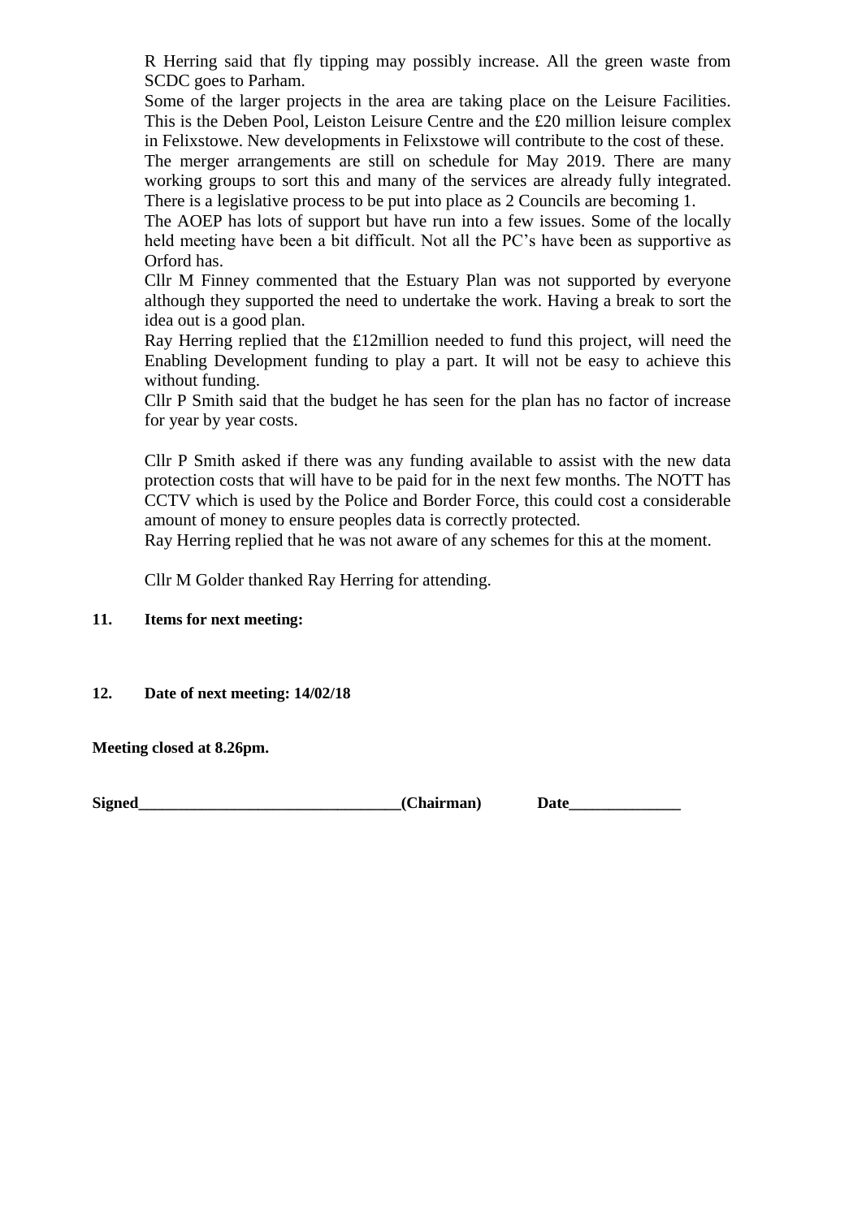R Herring said that fly tipping may possibly increase. All the green waste from SCDC goes to Parham.

Some of the larger projects in the area are taking place on the Leisure Facilities. This is the Deben Pool, Leiston Leisure Centre and the £20 million leisure complex in Felixstowe. New developments in Felixstowe will contribute to the cost of these.

The merger arrangements are still on schedule for May 2019. There are many working groups to sort this and many of the services are already fully integrated. There is a legislative process to be put into place as 2 Councils are becoming 1.

The AOEP has lots of support but have run into a few issues. Some of the locally held meeting have been a bit difficult. Not all the PC's have been as supportive as Orford has.

Cllr M Finney commented that the Estuary Plan was not supported by everyone although they supported the need to undertake the work. Having a break to sort the idea out is a good plan.

Ray Herring replied that the £12million needed to fund this project, will need the Enabling Development funding to play a part. It will not be easy to achieve this without funding.

Cllr P Smith said that the budget he has seen for the plan has no factor of increase for year by year costs.

Cllr P Smith asked if there was any funding available to assist with the new data protection costs that will have to be paid for in the next few months. The NOTT has CCTV which is used by the Police and Border Force, this could cost a considerable amount of money to ensure peoples data is correctly protected.

Ray Herring replied that he was not aware of any schemes for this at the moment.

Cllr M Golder thanked Ray Herring for attending.

**11. Items for next meeting:**

**12. Date of next meeting: 14/02/18**

**Meeting closed at 8.26pm.**

**Signed_________________________________(Chairman) Date______________**